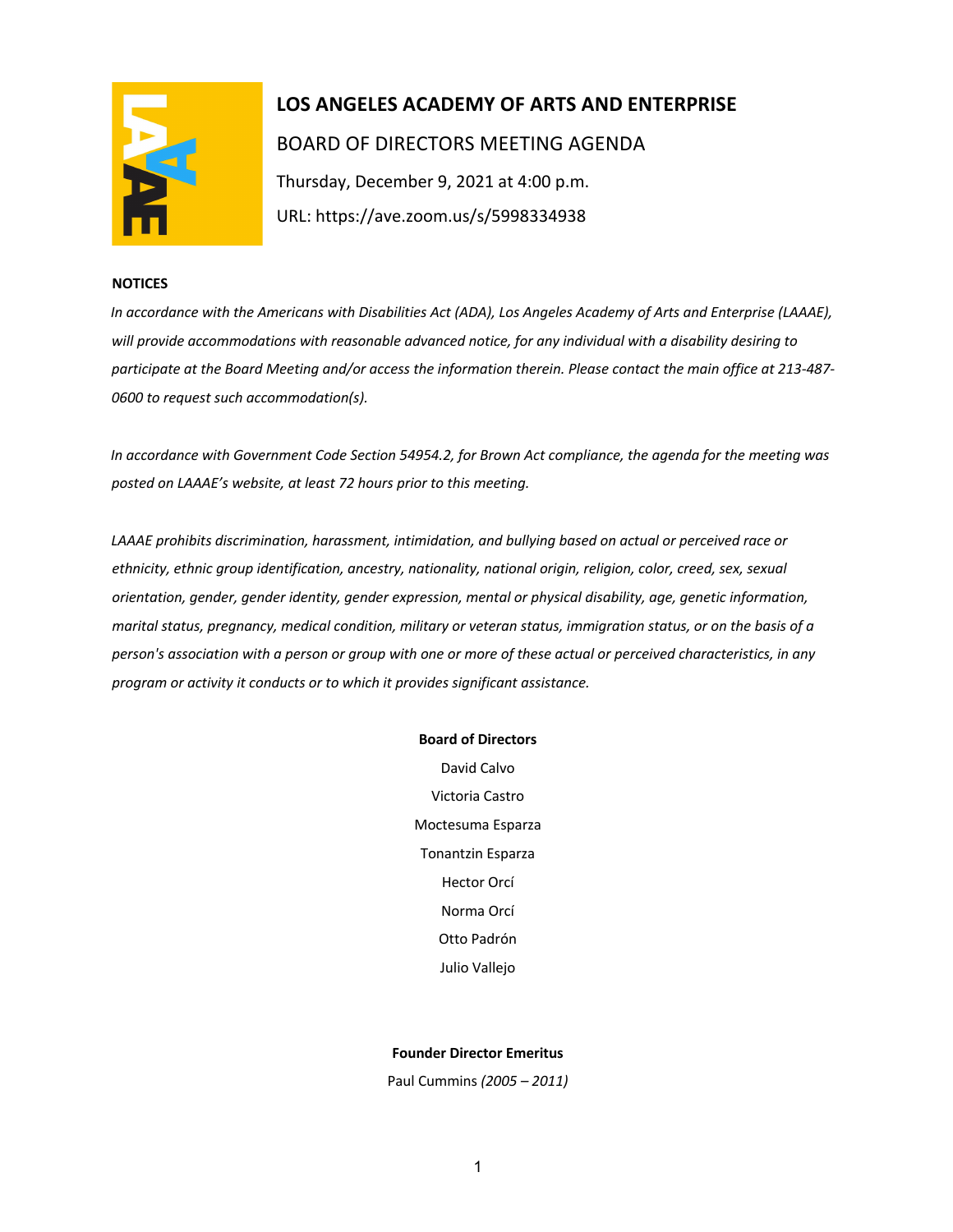# LOS ANGELES ACADEMY OF ARTS AND ENTERPRISE

## BOARD OF DIRECTORS MEETING AGENDA

Thursday, December 9, 2021 at 4:00 p.m.

URL: https://ave.zoom.us/s/5998334938

**NOTICES**

*In accordance with the Americans with Disabilities Act (ADA), Los Angeles Academy of Arts and Enterprise (LAAAE), will provide accommodations with reasonable advanced notice, for any individual with a disability desiring to participate at the Board Meeting and/or access the information therein. Please contact the main office at 213-487-0600 to request such accommodation(s).*

*In accordance with Government Code Section 54954.2, for Brown Act compliance, the agenda for the meeting was posted on LAAAE's website, at least 72 hours prior to this meeting.*

*LAAAE prohibits discrimination, harassment, intimidation, and bullying based on actual or perceived race or ethnicity, ethnic group identification, ancestry, nationality, national origin, religion, color, creed, sex, sexual orientation, gender, gender identity, gender expression, mental or physical disability, age, genetic information, marital status, pregnancy, medical condition, military or veteran status, immigration status, or on the basis of a person's association with a person or group with one or more of these actual or perceived characteristics, in any program or activity it conducts or to which it provides significant assistance.*

**Board of Directors**

David Calvo

Victoria Castro

Moctesuma Esparza

Tonantzin Esparza

Hector Orcí

Norma Orcí

Otto Padrón

Julio Vallejo

**Founder Director Emeritus**

Paul Cummins *(2005 – 2011)*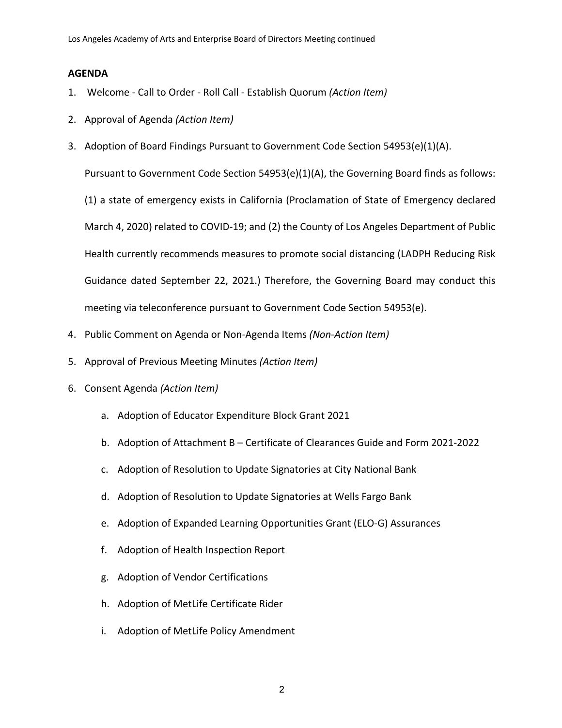**AGENDA**

1. Welcome - Call to Order - Roll Call - Establish Quorum *(Action Item)*
2. Approval of Agenda *(Action Item)*
3. Adoption of Board Findings Pursuant to Government Code Section 54953(e)(1)(A).

   Pursuant to Government Code Section 54953(e)(1)(A), the Governing Board finds as follows: (1) a state of emergency exists in California (Proclamation of State of Emergency declared March 4, 2020) related to COVID-19; and (2) the County of Los Angeles Department of Public Health currently recommends measures to promote social distancing (LADPH Reducing Risk Guidance dated September 22, 2021.) Therefore, the Governing Board may conduct this meeting via teleconference pursuant to Government Code Section 54953(e).
4. Public Comment on Agenda or Non-Agenda Items *(Non-Action Item)*
5. Approval of Previous Meeting Minutes *(Action Item)*
6. Consent Agenda *(Action Item)*
   a. Adoption of Educator Expenditure Block Grant 2021
   b. Adoption of Attachment B – Certificate of Clearances Guide and Form 2021-2022
   c. Adoption of Resolution to Update Signatories at City National Bank
   d. Adoption of Resolution to Update Signatories at Wells Fargo Bank
   e. Adoption of Expanded Learning Opportunities Grant (ELO-G) Assurances
   f. Adoption of Health Inspection Report
   g. Adoption of Vendor Certifications
   h. Adoption of MetLife Certificate Rider
   i. Adoption of MetLife Policy Amendment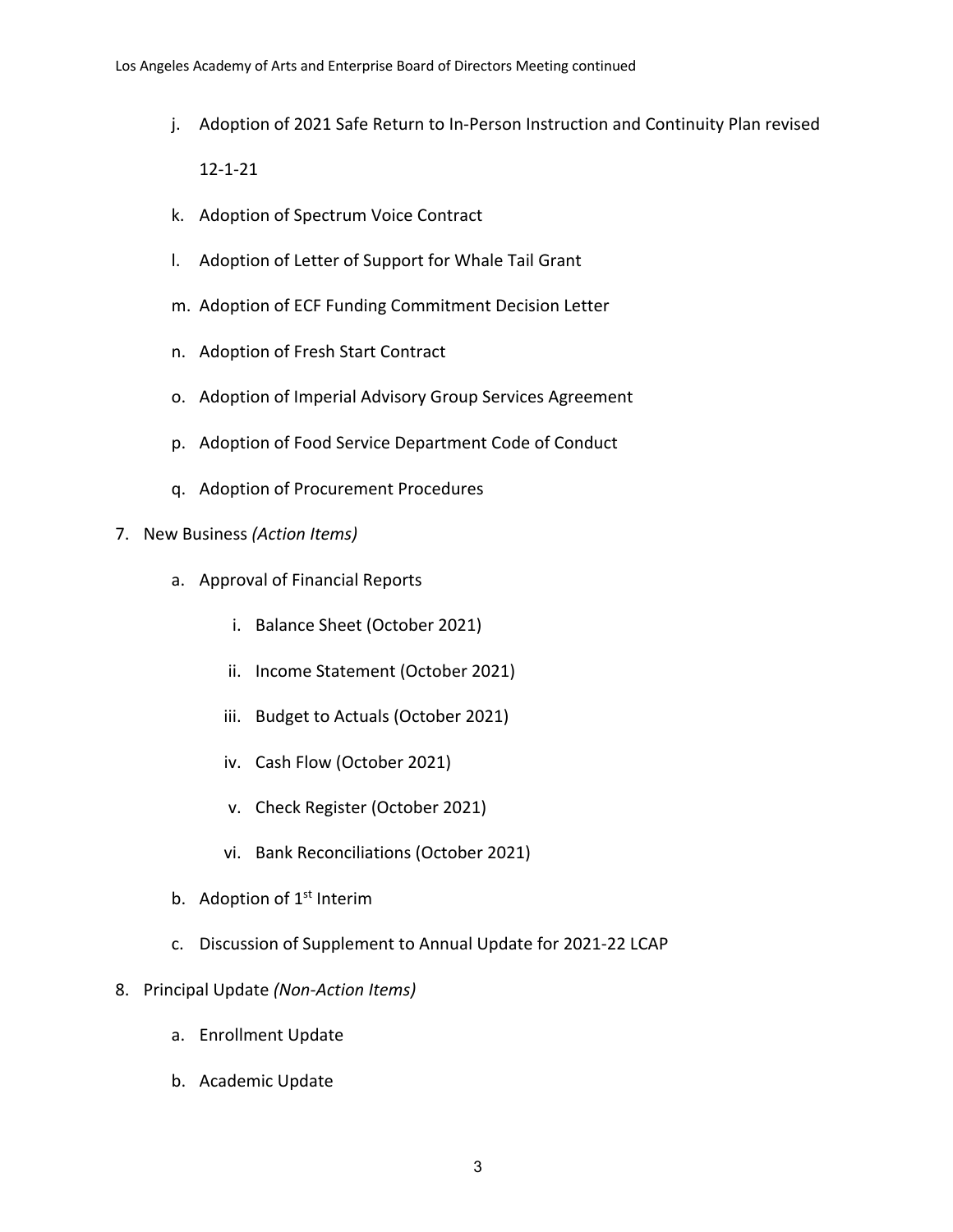j. Adoption of 2021 Safe Return to In-Person Instruction and Continuity Plan revised 12-1-21
k. Adoption of Spectrum Voice Contract
l. Adoption of Letter of Support for Whale Tail Grant
m. Adoption of ECF Funding Commitment Decision Letter
n. Adoption of Fresh Start Contract
o. Adoption of Imperial Advisory Group Services Agreement
p. Adoption of Food Service Department Code of Conduct
q. Adoption of Procurement Procedures

7. New Business *(Action Items)*
   a. Approval of Financial Reports
      i. Balance Sheet (October 2021)
      ii. Income Statement (October 2021)
      iii. Budget to Actuals (October 2021)
      iv. Cash Flow (October 2021)
      v. Check Register (October 2021)
      vi. Bank Reconciliations (October 2021)
   b. Adoption of 1st Interim
   c. Discussion of Supplement to Annual Update for 2021-22 LCAP

8. Principal Update *(Non-Action Items)*
   a. Enrollment Update
   b. Academic Update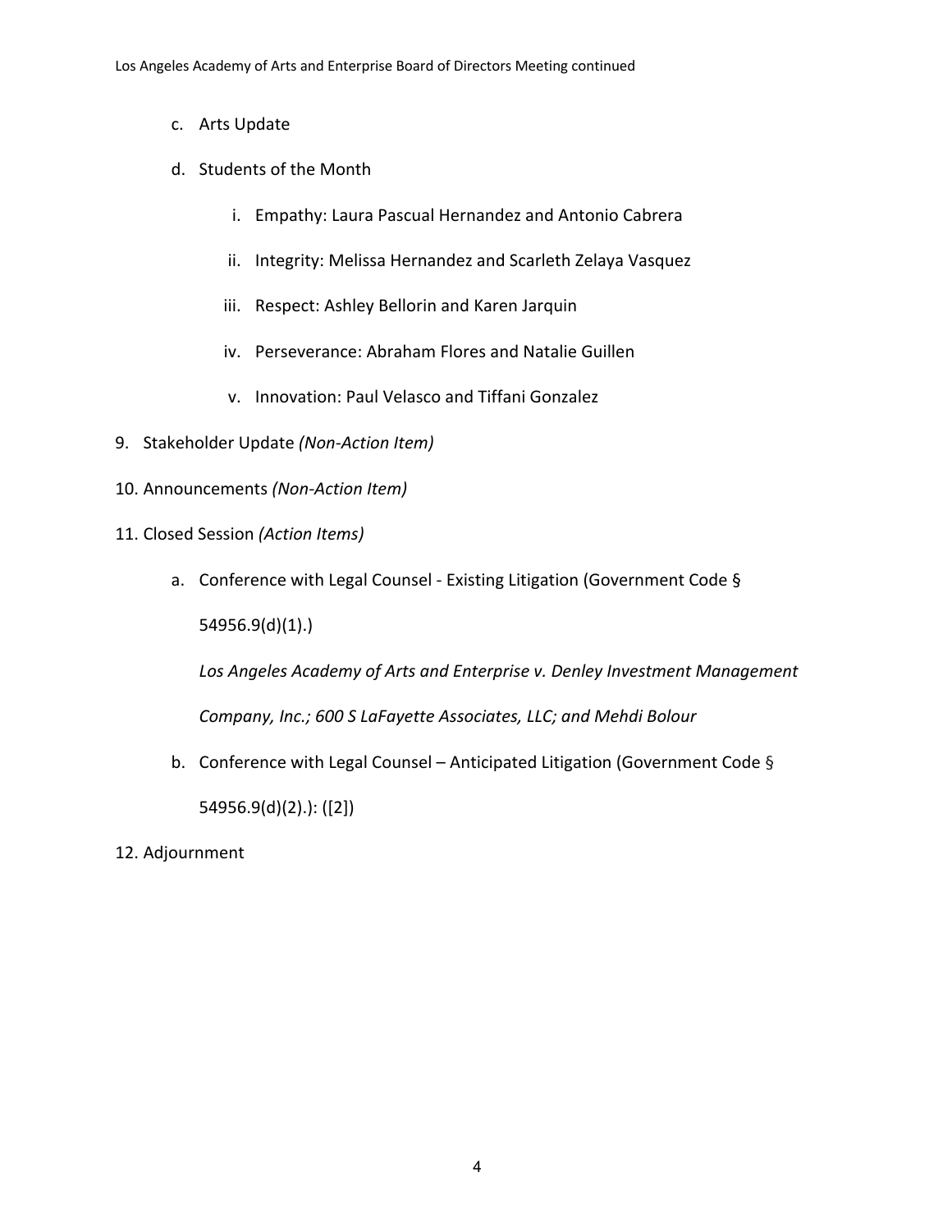c. Arts Update

d. Students of the Month

   i. Empathy: Laura Pascual Hernandez and Antonio Cabrera

   ii. Integrity: Melissa Hernandez and Scarleth Zelaya Vasquez

   iii. Respect: Ashley Bellorin and Karen Jarquin

   iv. Perseverance: Abraham Flores and Natalie Guillen

   v. Innovation: Paul Velasco and Tiffani Gonzalez

9. Stakeholder Update *(Non-Action Item)*

10. Announcements *(Non-Action Item)*

11. Closed Session *(Action Items)*

    a. Conference with Legal Counsel - Existing Litigation (Government Code § 54956.9(d)(1).)

       *Los Angeles Academy of Arts and Enterprise v. Denley Investment Management Company, Inc.; 600 S LaFayette Associates, LLC; and Mehdi Bolour*

    b. Conference with Legal Counsel – Anticipated Litigation (Government Code § 54956.9(d)(2).): ([2])

12. Adjournment